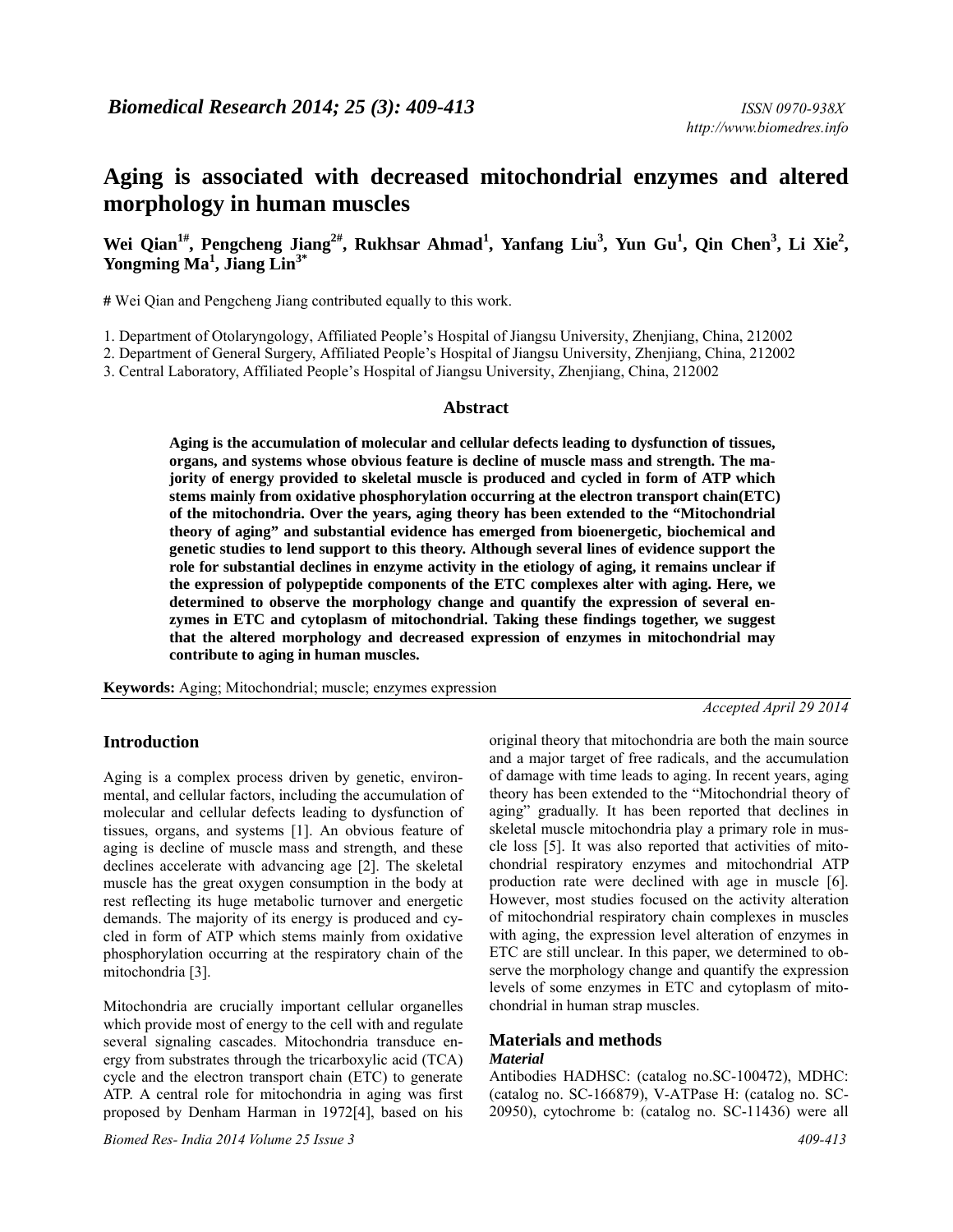# Aging is associated with decreased mitochondrial enzymes and altered morphology in human muscles

**Wei Qian[1#], Pengcheng Jiang[2#], Rukhsar Ahmad[1], Yanfang Liu[3], Yun Gu[1], Qin Chen[3], Li Xie[2], Yongming Ma[1], Jiang Lin[3*]**

**#** Wei Qian and Pengcheng Jiang contributed equally to this work.

1. Department of Otolaryngology, Affiliated People's Hospital of Jiangsu University, Zhenjiang, China, 212002
2. Department of General Surgery, Affiliated People's Hospital of Jiangsu University, Zhenjiang, China, 212002
3. Central Laboratory, Affiliated People's Hospital of Jiangsu University, Zhenjiang, China, 212002

## Abstract

**Aging is the accumulation of molecular and cellular defects leading to dysfunction of tissues, organs, and systems whose obvious feature is decline of muscle mass and strength. The majority of energy provided to skeletal muscle is produced and cycled in form of ATP which stems mainly from oxidative phosphorylation occurring at the electron transport chain(ETC) of the mitochondria. Over the years, aging theory has been extended to the "Mitochondrial theory of aging" and substantial evidence has emerged from bioenergetic, biochemical and genetic studies to lend support to this theory. Although several lines of evidence support the role for substantial declines in enzyme activity in the etiology of aging, it remains unclear if the expression of polypeptide components of the ETC complexes alter with aging. Here, we determined to observe the morphology change and quantify the expression of several enzymes in ETC and cytoplasm of mitochondrial. Taking these findings together, we suggest that the altered morphology and decreased expression of enzymes in mitochondrial may contribute to aging in human muscles.**

**Keywords:** Aging; Mitochondrial; muscle; enzymes expression

*Accepted April 29 2014*

## Introduction

Aging is a complex process driven by genetic, environmental, and cellular factors, including the accumulation of molecular and cellular defects leading to dysfunction of tissues, organs, and systems [1]. An obvious feature of aging is decline of muscle mass and strength, and these declines accelerate with advancing age [2]. The skeletal muscle has the great oxygen consumption in the body at rest reflecting its huge metabolic turnover and energetic demands. The majority of its energy is produced and cycled in form of ATP which stems mainly from oxidative phosphorylation occurring at the respiratory chain of the mitochondria [3].

Mitochondria are crucially important cellular organelles which provide most of energy to the cell with and regulate several signaling cascades. Mitochondria transduce energy from substrates through the tricarboxylic acid (TCA) cycle and the electron transport chain (ETC) to generate ATP. A central role for mitochondria in aging was first proposed by Denham Harman in 1972[4], based on his original theory that mitochondria are both the main source and a major target of free radicals, and the accumulation of damage with time leads to aging. In recent years, aging theory has been extended to the "Mitochondrial theory of aging" gradually. It has been reported that declines in skeletal muscle mitochondria play a primary role in muscle loss [5]. It was also reported that activities of mitochondrial respiratory enzymes and mitochondrial ATP production rate were declined with age in muscle [6]. However, most studies focused on the activity alteration of mitochondrial respiratory chain complexes in muscles with aging, the expression level alteration of enzymes in ETC are still unclear. In this paper, we determined to observe the morphology change and quantify the expression levels of some enzymes in ETC and cytoplasm of mitochondrial in human strap muscles.

## Materials and methods

### *Material*

Antibodies HADHSC: (catalog no.SC-100472), MDHC: (catalog no. SC-166879), V-ATPase H: (catalog no. SC-20950), cytochrome b: (catalog no. SC-11436) were all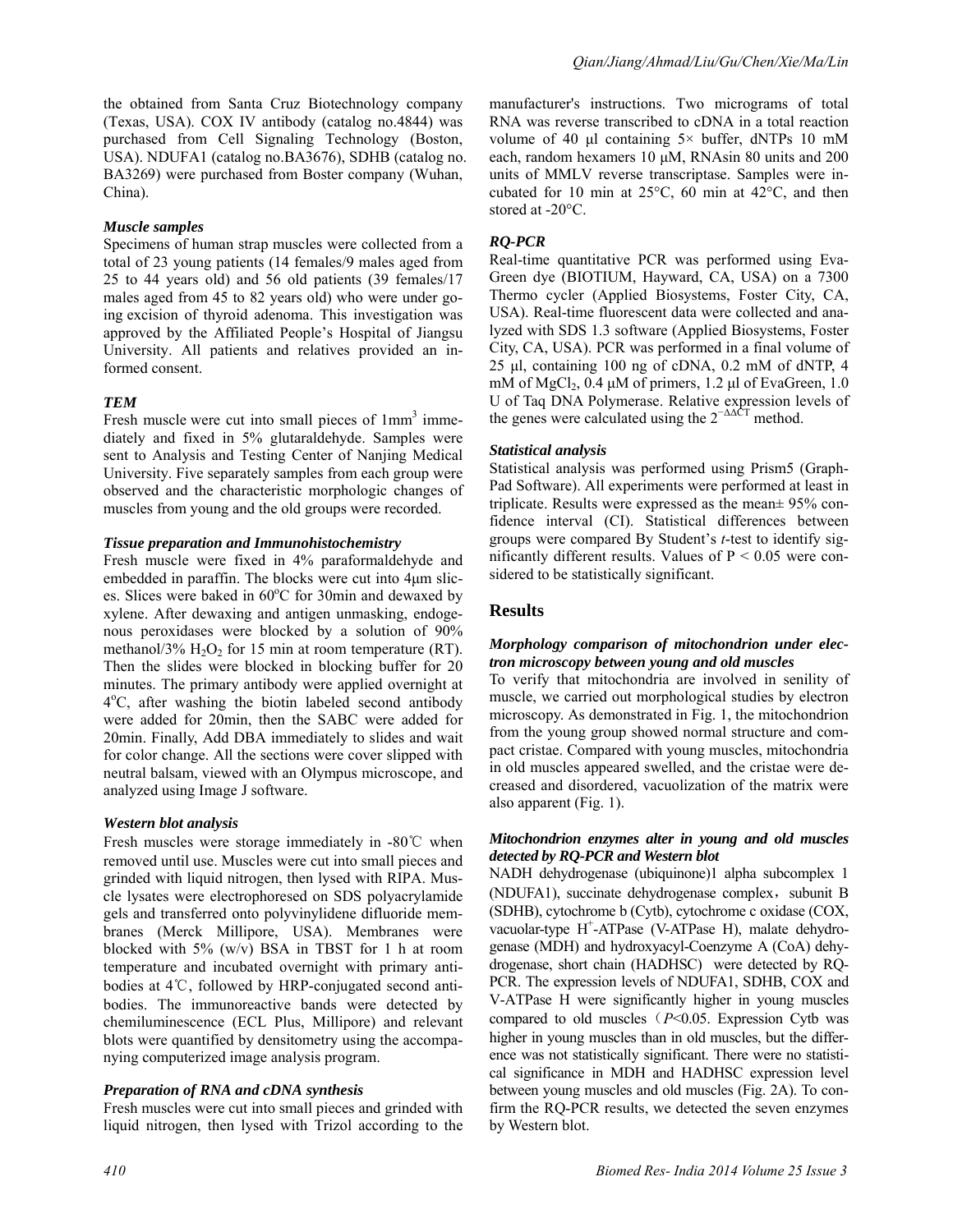the obtained from Santa Cruz Biotechnology company (Texas, USA). COX IV antibody (catalog no.4844) was purchased from Cell Signaling Technology (Boston, USA). NDUFA1 (catalog no.BA3676), SDHB (catalog no. BA3269) were purchased from Boster company (Wuhan, China).

### *Muscle samples*

Specimens of human strap muscles were collected from a total of 23 young patients (14 females/9 males aged from 25 to 44 years old) and 56 old patients (39 females/17 males aged from 45 to 82 years old) who were under going excision of thyroid adenoma. This investigation was approved by the Affiliated People's Hospital of Jiangsu University. All patients and relatives provided an informed consent.

### *TEM*

Fresh muscle were cut into small pieces of $1mm^3$ immediately and fixed in 5% glutaraldehyde. Samples were sent to Analysis and Testing Center of Nanjing Medical University. Five separately samples from each group were observed and the characteristic morphologic changes of muscles from young and the old groups were recorded.

### *Tissue preparation and Immunohistochemistry*

Fresh muscle were fixed in 4% paraformaldehyde and embedded in paraffin. The blocks were cut into 4μm slices. Slices were baked in 60°C for 30min and dewaxed by xylene. After dewaxing and antigen unmasking, endogenous peroxidases were blocked by a solution of 90% methanol/3% $H_2O_2$ for 15 min at room temperature (RT). Then the slides were blocked in blocking buffer for 20 minutes. The primary antibody were applied overnight at 4°C, after washing the biotin labeled second antibody were added for 20min, then the SABC were added for 20min. Finally, Add DBA immediately to slides and wait for color change. All the sections were cover slipped with neutral balsam, viewed with an Olympus microscope, and analyzed using Image J software.

### *Western blot analysis*

Fresh muscles were storage immediately in -80℃ when removed until use. Muscles were cut into small pieces and grinded with liquid nitrogen, then lysed with RIPA. Muscle lysates were electrophoresed on SDS polyacrylamide gels and transferred onto polyvinylidene difluoride membranes (Merck Millipore, USA). Membranes were blocked with 5% (w/v) BSA in TBST for 1 h at room temperature and incubated overnight with primary antibodies at 4℃, followed by HRP-conjugated second antibodies. The immunoreactive bands were detected by chemiluminescence (ECL Plus, Millipore) and relevant blots were quantified by densitometry using the accompanying computerized image analysis program.

### *Preparation of RNA and cDNA synthesis*

Fresh muscles were cut into small pieces and grinded with liquid nitrogen, then lysed with Trizol according to the manufacturer's instructions. Two micrograms of total RNA was reverse transcribed to cDNA in a total reaction volume of 40 μl containing 5× buffer, dNTPs 10 mM each, random hexamers 10 μM, RNAsin 80 units and 200 units of MMLV reverse transcriptase. Samples were incubated for 10 min at 25°C, 60 min at 42°C, and then stored at -20°C.

### *RQ-PCR*

Real-time quantitative PCR was performed using EvaGreen dye (BIOTIUM, Hayward, CA, USA) on a 7300 Thermo cycler (Applied Biosystems, Foster City, CA, USA). Real-time fluorescent data were collected and analyzed with SDS 1.3 software (Applied Biosystems, Foster City, CA, USA). PCR was performed in a final volume of 25 μl, containing 100 ng of cDNA, 0.2 mM of dNTP, 4 mM of $MgCl_2$, 0.4 μM of primers, 1.2 μl of EvaGreen, 1.0 U of Taq DNA Polymerase. Relative expression levels of the genes were calculated using the $2^{-\Delta\Delta CT}$ method.

### *Statistical analysis*

Statistical analysis was performed using Prism5 (GraphPad Software). All experiments were performed at least in triplicate. Results were expressed as the mean± 95% confidence interval (CI). Statistical differences between groups were compared By Student's *t*-test to identify significantly different results. Values of $P < 0.05$ were considered to be statistically significant.

## Results

### *Morphology comparison of mitochondrion under electron microscopy between young and old muscles*

To verify that mitochondria are involved in senility of muscle, we carried out morphological studies by electron microscopy. As demonstrated in Fig. 1, the mitochondrion from the young group showed normal structure and compact cristae. Compared with young muscles, mitochondria in old muscles appeared swelled, and the cristae were decreased and disordered, vacuolization of the matrix were also apparent (Fig. 1).

### *Mitochondrion enzymes alter in young and old muscles detected by RQ-PCR and Western blot*

NADH dehydrogenase (ubiquinone)1 alpha subcomplex 1 (NDUFA1), succinate dehydrogenase complex，subunit B (SDHB), cytochrome b (Cytb), cytochrome c oxidase (COX, vacuolar-type $H^+$-ATPase (V-ATPase H), malate dehydrogenase (MDH) and hydroxyacyl-Coenzyme A (CoA) dehydrogenase, short chain (HADHSC) were detected by RQ-PCR. The expression levels of NDUFA1, SDHB, COX and V-ATPase H were significantly higher in young muscles compared to old muscles（$P<0.05$. Expression Cytb was higher in young muscles than in old muscles, but the difference was not statistically significant. There were no statistical significance in MDH and HADHSC expression level between young muscles and old muscles (Fig. 2A). To confirm the RQ-PCR results, we detected the seven enzymes by Western blot.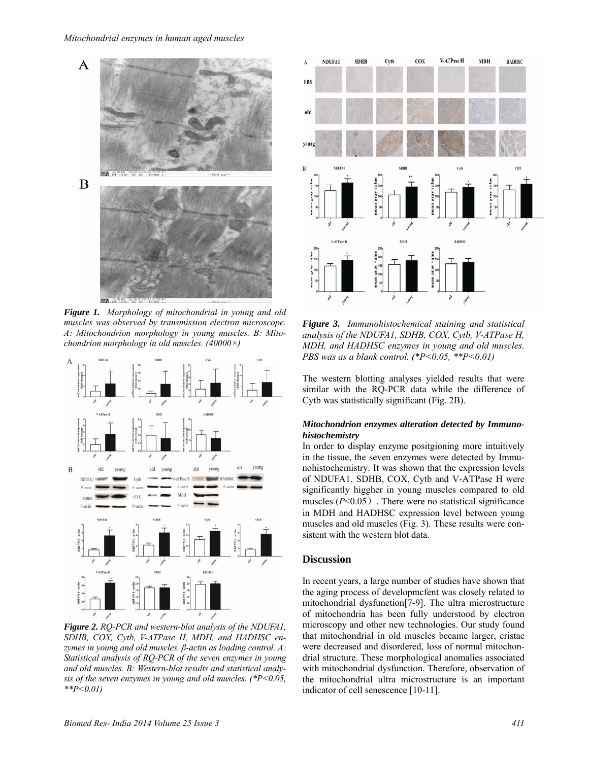*Figure 1. Morphology of mitochondrial in young and old muscles was observed by transmission electron microscope. A: Mitochondrion morphology in young muscles. B: Mitochondrion morphology in old muscles. (40000×)*

*Figure 2. RQ-PCR and western-blot analysis of the NDUFA1, SDHB, COX, Cytb, V-ATPase H, MDH, and HADHSC enzymes in young and old muscles. β-actin as loading control. A: Statistical analysis of RQ-PCR of the seven enzymes in young and old muscles. B: Western-blot results and statistical analysis of the seven enzymes in young and old muscles. (*P<0.05, **P<0.01)*

*Figure 3. Immunohistochemical staining and statistical analysis of the NDUFA1, SDHB, COX, Cytb, V-ATPase H, MDH, and HADHSC enzymes in young and old muscles. PBS was as a blank control. (*P<0.05, **P<0.01)*

The western blotting analyses yielded results that were similar with the RQ-PCR data while the difference of Cytb was statistically significant (Fig. 2B).

#### *Mitochondrion enzymes alteration detected by Immunohistochemistry*

In order to display enzyme positgioning more intuitively in the tissue, the seven enzymes were detected by Immunohistochemistry. It was shown that the expression levels of NDUFA1, SDHB, COX, Cytb and V-ATPase H were significantly higgher in young muscles compared to old muscles ($P<0.05$）. There were no statistical significance in MDH and HADHSC expression level between young muscles and old muscles (Fig. 3). These results were consistent with the western blot data.

## Discussion

In recent years, a large number of studies have shown that the aging process of developmcfent was closely related to mitochondrial dysfunction[7-9]. The ultra microstructure of mitochondria has been fully understood by electron microscopy and other new technologies. Our study found that mitochondrial in old muscles became larger, cristae were decreased and disordered, loss of normal mitochondrial structure. These morphological anomalies associated with mitochondrial dysfunction. Therefore, observation of the mitochondrial ultra microstructure is an important indicator of cell senescence [10-11].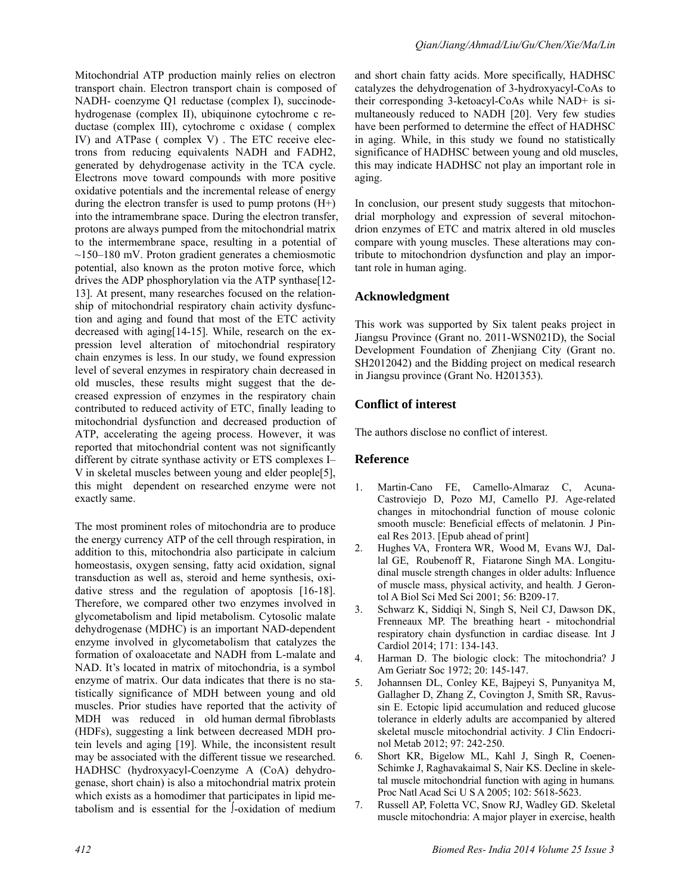Mitochondrial ATP production mainly relies on electron transport chain. Electron transport chain is composed of NADH- coenzyme Q1 reductase (complex I), succinodehydrogenase (complex II), ubiquinone cytochrome c reductase (complex III), cytochrome c oxidase ( complex IV) and ATPase ( complex V) . The ETC receive electrons from reducing equivalents NADH and FADH2, generated by dehydrogenase activity in the TCA cycle. Electrons move toward compounds with more positive oxidative potentials and the incremental release of energy during the electron transfer is used to pump protons (H+) into the intramembrane space. During the electron transfer, protons are always pumped from the mitochondrial matrix to the intermembrane space, resulting in a potential of ~150–180 mV. Proton gradient generates a chemiosmotic potential, also known as the proton motive force, which drives the ADP phosphorylation via the ATP synthase[12-13]. At present, many researches focused on the relationship of mitochondrial respiratory chain activity dysfunction and aging and found that most of the ETC activity decreased with aging[14-15]. While, research on the expression level alteration of mitochondrial respiratory chain enzymes is less. In our study, we found expression level of several enzymes in respiratory chain decreased in old muscles, these results might suggest that the decreased expression of enzymes in the respiratory chain contributed to reduced activity of ETC, finally leading to mitochondrial dysfunction and decreased production of ATP, accelerating the ageing process. However, it was reported that mitochondrial content was not significantly different by citrate synthase activity or ETS complexes I–V in skeletal muscles between young and elder people[5], this might dependent on researched enzyme were not exactly same.

The most prominent roles of mitochondria are to produce the energy currency ATP of the cell through respiration, in addition to this, mitochondria also participate in calcium homeostasis, oxygen sensing, fatty acid oxidation, signal transduction as well as, steroid and heme synthesis, oxidative stress and the regulation of apoptosis [16-18]. Therefore, we compared other two enzymes involved in glycometabolism and lipid metabolism. Cytosolic malate dehydrogenase (MDHC) is an important NAD-dependent enzyme involved in glycometabolism that catalyzes the formation of oxaloacetate and NADH from L-malate and NAD. It's located in matrix of mitochondria, is a symbol enzyme of matrix. Our data indicates that there is no statistically significance of MDH between young and old muscles. Prior studies have reported that the activity of MDH was reduced in old human dermal fibroblasts (HDFs), suggesting a link between decreased MDH protein levels and aging [19]. While, the inconsistent result may be associated with the different tissue we researched. HADHSC (hydroxyacyl-Coenzyme A (CoA) dehydrogenase, short chain) is also a mitochondrial matrix protein which exists as a homodimer that participates in lipid metabolism and is essential for the β-oxidation of medium and short chain fatty acids. More specifically, HADHSC catalyzes the dehydrogenation of 3-hydroxyacyl-CoAs to their corresponding 3-ketoacyl-CoAs while NAD+ is simultaneously reduced to NADH [20]. Very few studies have been performed to determine the effect of HADHSC in aging. While, in this study we found no statistically significance of HADHSC between young and old muscles, this may indicate HADHSC not play an important role in aging.

In conclusion, our present study suggests that mitochondrial morphology and expression of several mitochondrion enzymes of ETC and matrix altered in old muscles compare with young muscles. These alterations may contribute to mitochondrion dysfunction and play an important role in human aging.

## Acknowledgment

This work was supported by Six talent peaks project in Jiangsu Province (Grant no. 2011-WSN021D), the Social Development Foundation of Zhenjiang City (Grant no. SH2012042) and the Bidding project on medical research in Jiangsu province (Grant No. H201353).

## Conflict of interest

The authors disclose no conflict of interest.

## Reference

1. Martin-Cano FE, Camello-Almaraz C, Acuna-Castroviejo D, Pozo MJ, Camello PJ. Age-related changes in mitochondrial function of mouse colonic smooth muscle: Beneficial effects of melatonin. J Pineal Res 2013. [Epub ahead of print]
2. Hughes VA, Frontera WR, Wood M, Evans WJ, Dallal GE, Roubenoff R, Fiatarone Singh MA. Longitudinal muscle strength changes in older adults: Influence of muscle mass, physical activity, and health. J Gerontol A Biol Sci Med Sci 2001; 56: B209-17.
3. Schwarz K, Siddiqi N, Singh S, Neil CJ, Dawson DK, Frenneaux MP. The breathing heart - mitochondrial respiratory chain dysfunction in cardiac disease. Int J Cardiol 2014; 171: 134-143.
4. Harman D. The biologic clock: The mitochondria? J Am Geriatr Soc 1972; 20: 145-147.
5. Johannsen DL, Conley KE, Bajpeyi S, Punyanitya M, Gallagher D, Zhang Z, Covington J, Smith SR, Ravussin E. Ectopic lipid accumulation and reduced glucose tolerance in elderly adults are accompanied by altered skeletal muscle mitochondrial activity. J Clin Endocrinol Metab 2012; 97: 242-250.
6. Short KR, Bigelow ML, Kahl J, Singh R, Coenen-Schimke J, Raghavakaimal S, Nair KS. Decline in skeletal muscle mitochondrial function with aging in humans. Proc Natl Acad Sci U S A 2005; 102: 5618-5623.
7. Russell AP, Foletta VC, Snow RJ, Wadley GD. Skeletal muscle mitochondria: A major player in exercise, health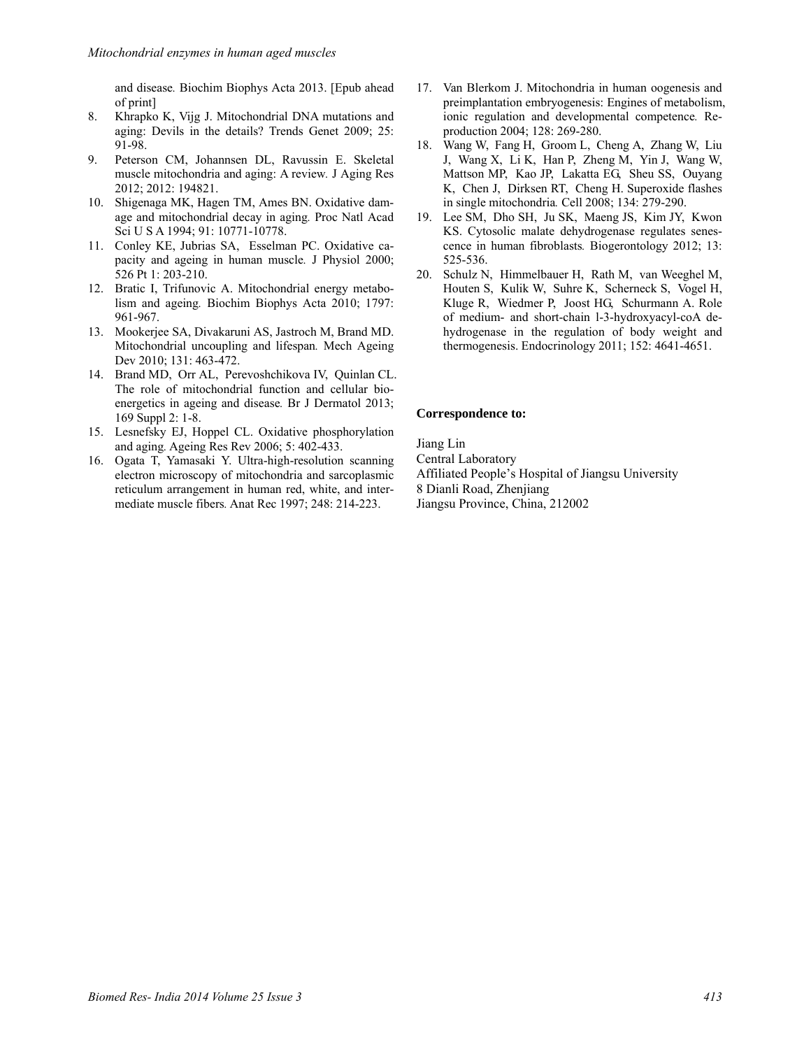and disease. Biochim Biophys Acta 2013. [Epub ahead of print]

8. Khrapko K, Vijg J. Mitochondrial DNA mutations and aging: Devils in the details? Trends Genet 2009; 25: 91-98.
9. Peterson CM, Johannsen DL, Ravussin E. Skeletal muscle mitochondria and aging: A review. J Aging Res 2012; 2012: 194821.
10. Shigenaga MK, Hagen TM, Ames BN. Oxidative damage and mitochondrial decay in aging. Proc Natl Acad Sci U S A 1994; 91: 10771-10778.
11. Conley KE, Jubrias SA, Esselman PC. Oxidative capacity and ageing in human muscle. J Physiol 2000; 526 Pt 1: 203-210.
12. Bratic I, Trifunovic A. Mitochondrial energy metabolism and ageing. Biochim Biophys Acta 2010; 1797: 961-967.
13. Mookerjee SA, Divakaruni AS, Jastroch M, Brand MD. Mitochondrial uncoupling and lifespan. Mech Ageing Dev 2010; 131: 463-472.
14. Brand MD, Orr AL, Perevoshchikova IV, Quinlan CL. The role of mitochondrial function and cellular bioenergetics in ageing and disease. Br J Dermatol 2013; 169 Suppl 2: 1-8.
15. Lesnefsky EJ, Hoppel CL. Oxidative phosphorylation and aging. Ageing Res Rev 2006; 5: 402-433.
16. Ogata T, Yamasaki Y. Ultra-high-resolution scanning electron microscopy of mitochondria and sarcoplasmic reticulum arrangement in human red, white, and intermediate muscle fibers. Anat Rec 1997; 248: 214-223.
17. Van Blerkom J. Mitochondria in human oogenesis and preimplantation embryogenesis: Engines of metabolism, ionic regulation and developmental competence. Reproduction 2004; 128: 269-280.
18. Wang W, Fang H, Groom L, Cheng A, Zhang W, Liu J, Wang X, Li K, Han P, Zheng M, Yin J, Wang W, Mattson MP, Kao JP, Lakatta EG, Sheu SS, Ouyang K, Chen J, Dirksen RT, Cheng H. Superoxide flashes in single mitochondria. Cell 2008; 134: 279-290.
19. Lee SM, Dho SH, Ju SK, Maeng JS, Kim JY, Kwon KS. Cytosolic malate dehydrogenase regulates senescence in human fibroblasts. Biogerontology 2012; 13: 525-536.
20. Schulz N, Himmelbauer H, Rath M, van Weeghel M, Houten S, Kulik W, Suhre K, Scherneck S, Vogel H, Kluge R, Wiedmer P, Joost HG, Schurmann A. Role of medium- and short-chain l-3-hydroxyacyl-coA dehydrogenase in the regulation of body weight and thermogenesis. Endocrinology 2011; 152: 4641-4651.

**Correspondence to:**

Jiang Lin
Central Laboratory
Affiliated People's Hospital of Jiangsu University
8 Dianli Road, Zhenjiang
Jiangsu Province, China, 212002